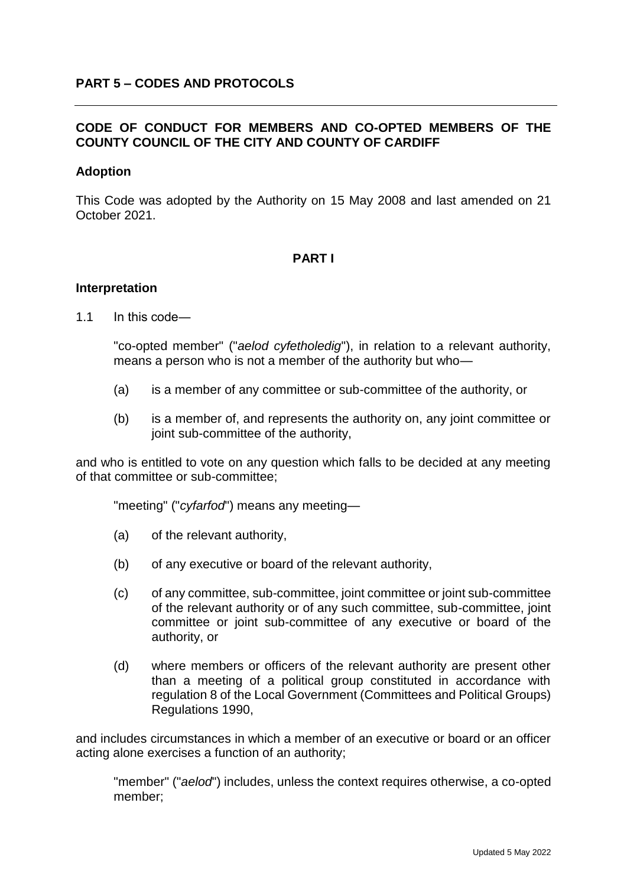## PART 5 – CODES AND PROTOCOLS

### CODE OF CONDUCT FOR MEMBERS AND CO-OPTED MEMBERS OF THE COUNTY COUNCIL OF THE CITY AND COUNTY OF CARDIFF

**Adoption**

This Code was adopted by the Authority on 15 May 2008 and last amended on 21 October 2021.

### PART I

**Interpretation**

1.1 In this code—

"co-opted member" ("*aelod cyfetholedig*"), in relation to a relevant authority, means a person who is not a member of the authority but who—

(a) is a member of any committee or sub-committee of the authority, or

(b) is a member of, and represents the authority on, any joint committee or joint sub-committee of the authority,

and who is entitled to vote on any question which falls to be decided at any meeting of that committee or sub-committee;

"meeting" ("*cyfarfod*") means any meeting—

(a) of the relevant authority,

(b) of any executive or board of the relevant authority,

(c) of any committee, sub-committee, joint committee or joint sub-committee of the relevant authority or of any such committee, sub-committee, joint committee or joint sub-committee of any executive or board of the authority, or

(d) where members or officers of the relevant authority are present other than a meeting of a political group constituted in accordance with regulation 8 of the Local Government (Committees and Political Groups) Regulations 1990,

and includes circumstances in which a member of an executive or board or an officer acting alone exercises a function of an authority;

"member" ("*aelod*") includes, unless the context requires otherwise, a co-opted member;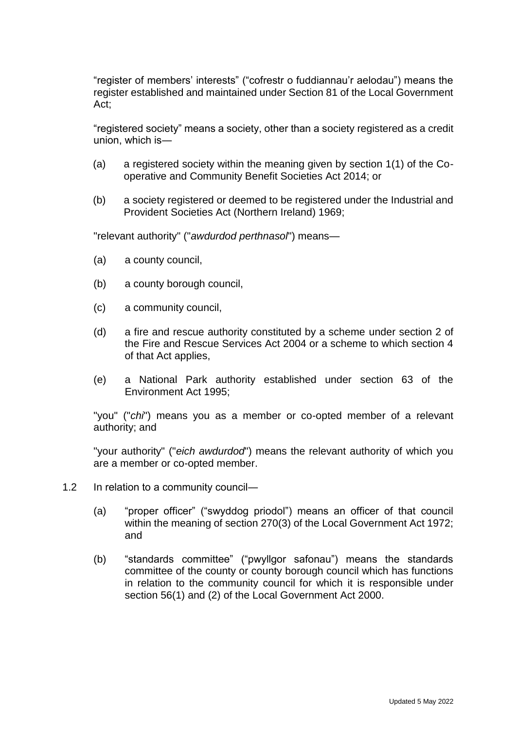"register of members' interests" ("cofrestr o fuddiannau'r aelodau") means the register established and maintained under Section 81 of the Local Government Act;

"registered society" means a society, other than a society registered as a credit union, which is—

(a) a registered society within the meaning given by section 1(1) of the Co-operative and Community Benefit Societies Act 2014; or

(b) a society registered or deemed to be registered under the Industrial and Provident Societies Act (Northern Ireland) 1969;

"relevant authority" ("*awdurdod perthnasol*") means—

(a) a county council,

(b) a county borough council,

(c) a community council,

(d) a fire and rescue authority constituted by a scheme under section 2 of the Fire and Rescue Services Act 2004 or a scheme to which section 4 of that Act applies,

(e) a National Park authority established under section 63 of the Environment Act 1995;

"you" ("*chi*") means you as a member or co-opted member of a relevant authority; and

"your authority" ("*eich awdurdod*") means the relevant authority of which you are a member or co-opted member.

1.2 In relation to a community council—

(a) "proper officer" ("swyddog priodol") means an officer of that council within the meaning of section 270(3) of the Local Government Act 1972; and

(b) "standards committee" ("pwyllgor safonau") means the standards committee of the county or county borough council which has functions in relation to the community council for which it is responsible under section 56(1) and (2) of the Local Government Act 2000.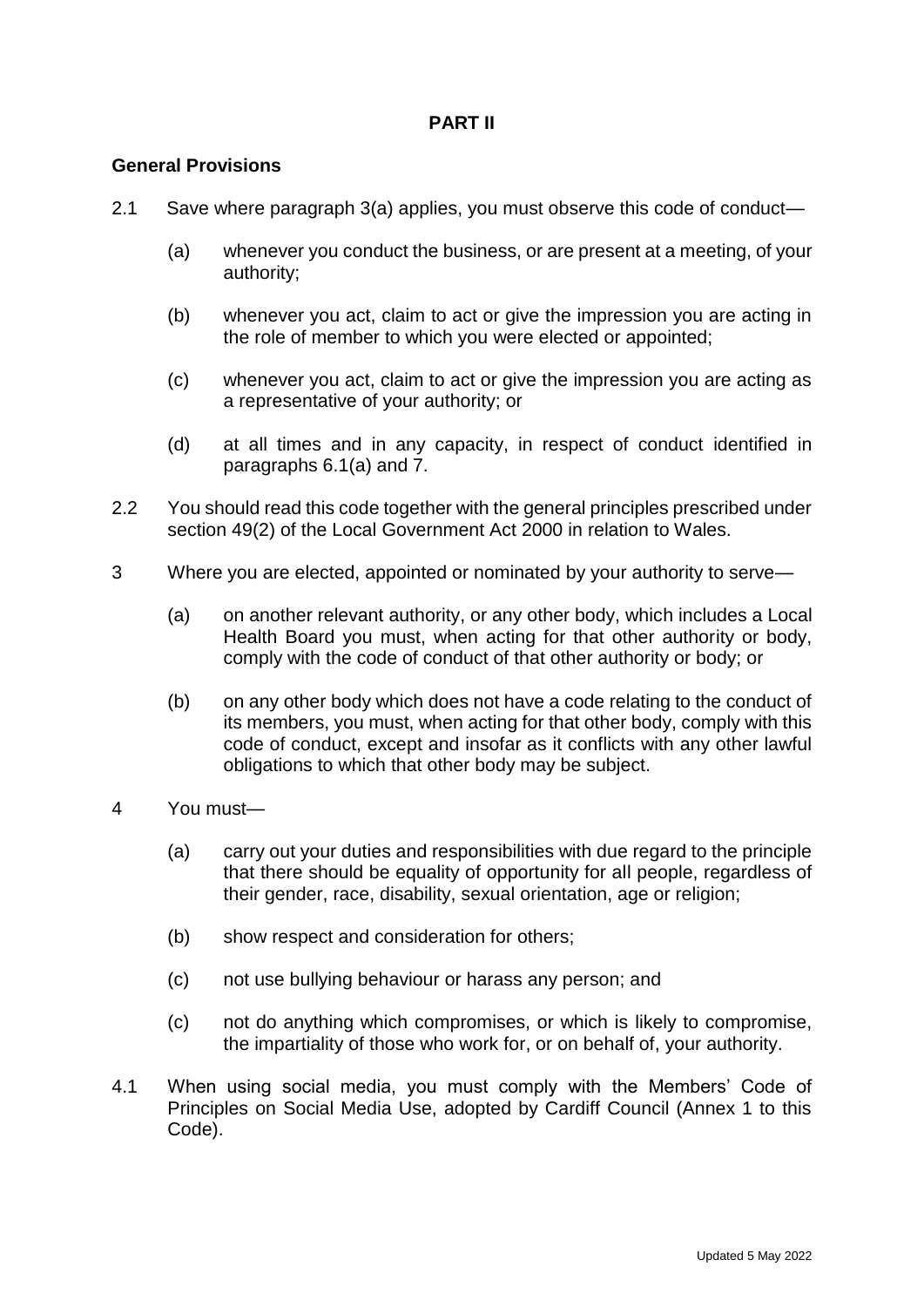## PART II

### General Provisions

2.1 Save where paragraph 3(a) applies, you must observe this code of conduct—

(a) whenever you conduct the business, or are present at a meeting, of your authority;

(b) whenever you act, claim to act or give the impression you are acting in the role of member to which you were elected or appointed;

(c) whenever you act, claim to act or give the impression you are acting as a representative of your authority; or

(d) at all times and in any capacity, in respect of conduct identified in paragraphs 6.1(a) and 7.

2.2 You should read this code together with the general principles prescribed under section 49(2) of the Local Government Act 2000 in relation to Wales.

3 Where you are elected, appointed or nominated by your authority to serve—

(a) on another relevant authority, or any other body, which includes a Local Health Board you must, when acting for that other authority or body, comply with the code of conduct of that other authority or body; or

(b) on any other body which does not have a code relating to the conduct of its members, you must, when acting for that other body, comply with this code of conduct, except and insofar as it conflicts with any other lawful obligations to which that other body may be subject.

4 You must—

(a) carry out your duties and responsibilities with due regard to the principle that there should be equality of opportunity for all people, regardless of their gender, race, disability, sexual orientation, age or religion;

(b) show respect and consideration for others;

(c) not use bullying behaviour or harass any person; and

(c) not do anything which compromises, or which is likely to compromise, the impartiality of those who work for, or on behalf of, your authority.

4.1 When using social media, you must comply with the Members' Code of Principles on Social Media Use, adopted by Cardiff Council (Annex 1 to this Code).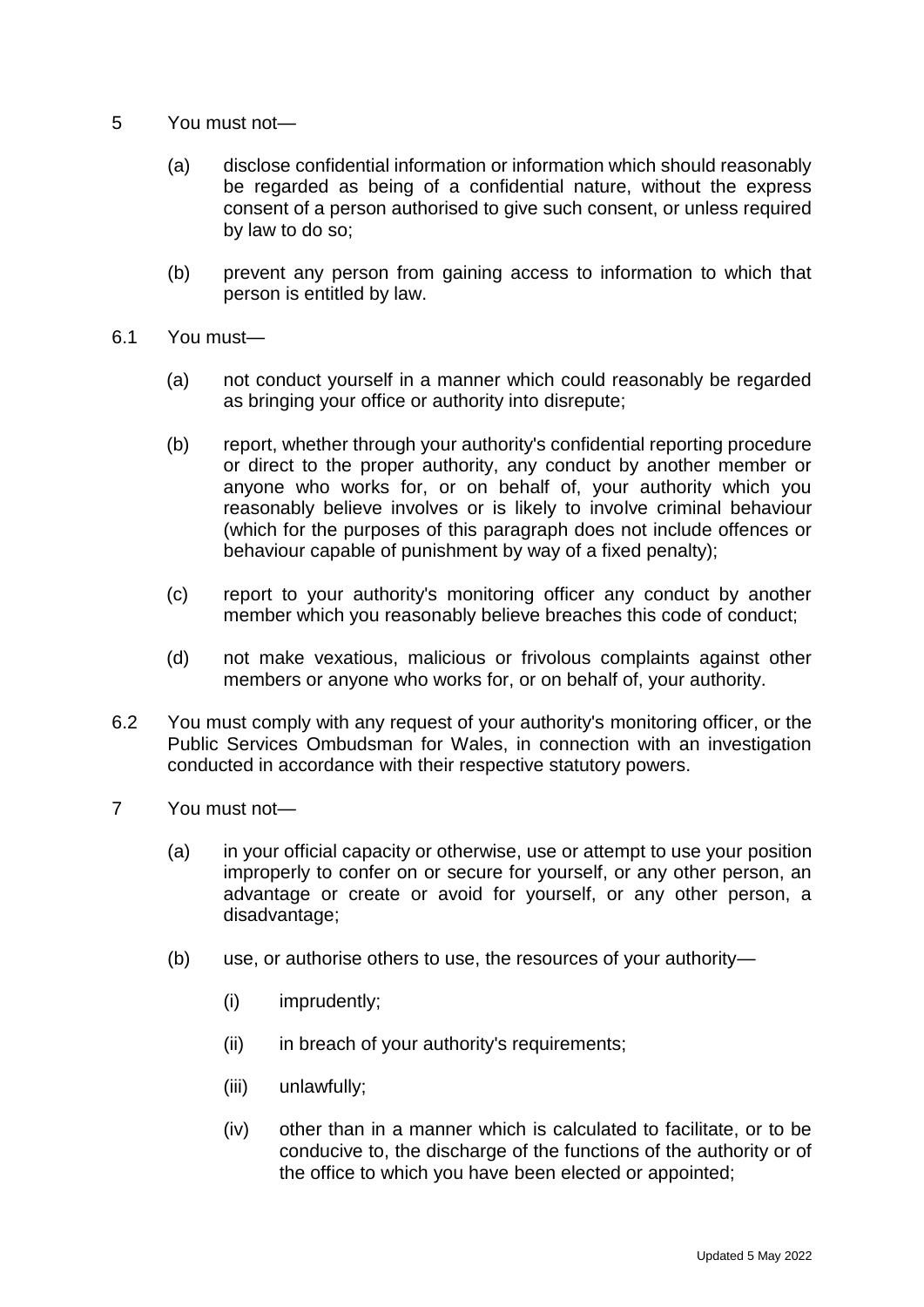5 You must not—

(a) disclose confidential information or information which should reasonably be regarded as being of a confidential nature, without the express consent of a person authorised to give such consent, or unless required by law to do so;

(b) prevent any person from gaining access to information to which that person is entitled by law.

6.1 You must—

(a) not conduct yourself in a manner which could reasonably be regarded as bringing your office or authority into disrepute;

(b) report, whether through your authority's confidential reporting procedure or direct to the proper authority, any conduct by another member or anyone who works for, or on behalf of, your authority which you reasonably believe involves or is likely to involve criminal behaviour (which for the purposes of this paragraph does not include offences or behaviour capable of punishment by way of a fixed penalty);

(c) report to your authority's monitoring officer any conduct by another member which you reasonably believe breaches this code of conduct;

(d) not make vexatious, malicious or frivolous complaints against other members or anyone who works for, or on behalf of, your authority.

6.2 You must comply with any request of your authority's monitoring officer, or the Public Services Ombudsman for Wales, in connection with an investigation conducted in accordance with their respective statutory powers.

7 You must not—

(a) in your official capacity or otherwise, use or attempt to use your position improperly to confer on or secure for yourself, or any other person, an advantage or create or avoid for yourself, or any other person, a disadvantage;

(b) use, or authorise others to use, the resources of your authority—

(i) imprudently;

(ii) in breach of your authority's requirements;

(iii) unlawfully;

(iv) other than in a manner which is calculated to facilitate, or to be conducive to, the discharge of the functions of the authority or of the office to which you have been elected or appointed;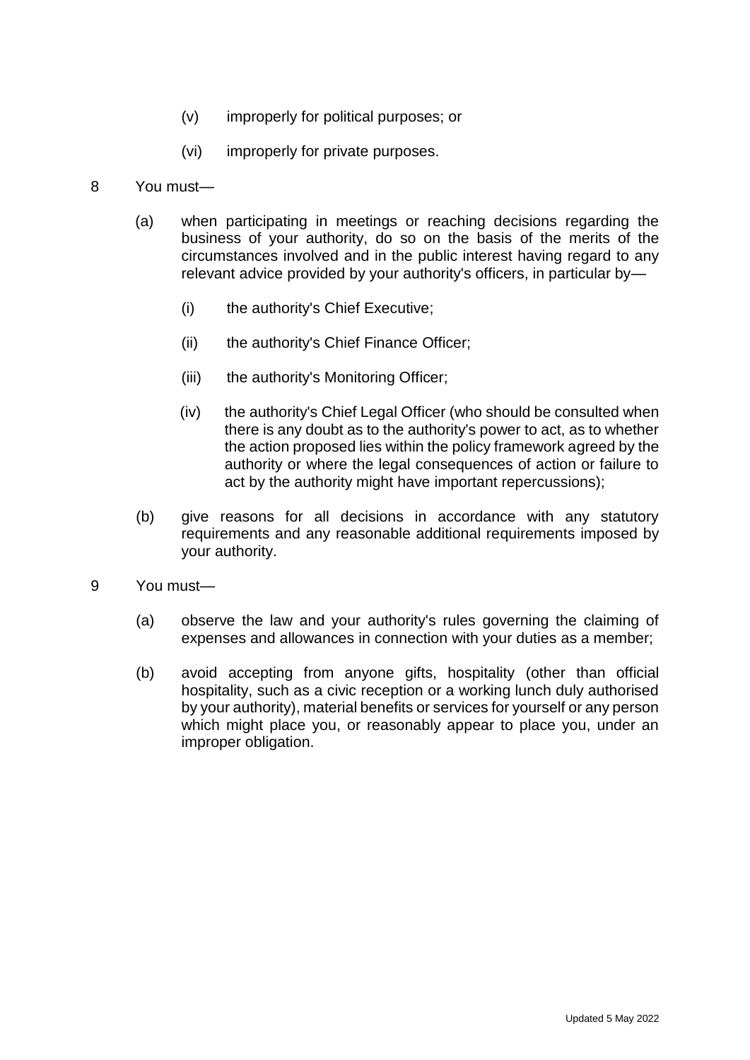(v) improperly for political purposes; or

(vi) improperly for private purposes.

8 You must—

(a) when participating in meetings or reaching decisions regarding the business of your authority, do so on the basis of the merits of the circumstances involved and in the public interest having regard to any relevant advice provided by your authority's officers, in particular by—

(i) the authority's Chief Executive;

(ii) the authority's Chief Finance Officer;

(iii) the authority's Monitoring Officer;

(iv) the authority's Chief Legal Officer (who should be consulted when there is any doubt as to the authority's power to act, as to whether the action proposed lies within the policy framework agreed by the authority or where the legal consequences of action or failure to act by the authority might have important repercussions);

(b) give reasons for all decisions in accordance with any statutory requirements and any reasonable additional requirements imposed by your authority.

9 You must—

(a) observe the law and your authority's rules governing the claiming of expenses and allowances in connection with your duties as a member;

(b) avoid accepting from anyone gifts, hospitality (other than official hospitality, such as a civic reception or a working lunch duly authorised by your authority), material benefits or services for yourself or any person which might place you, or reasonably appear to place you, under an improper obligation.

Updated 5 May 2022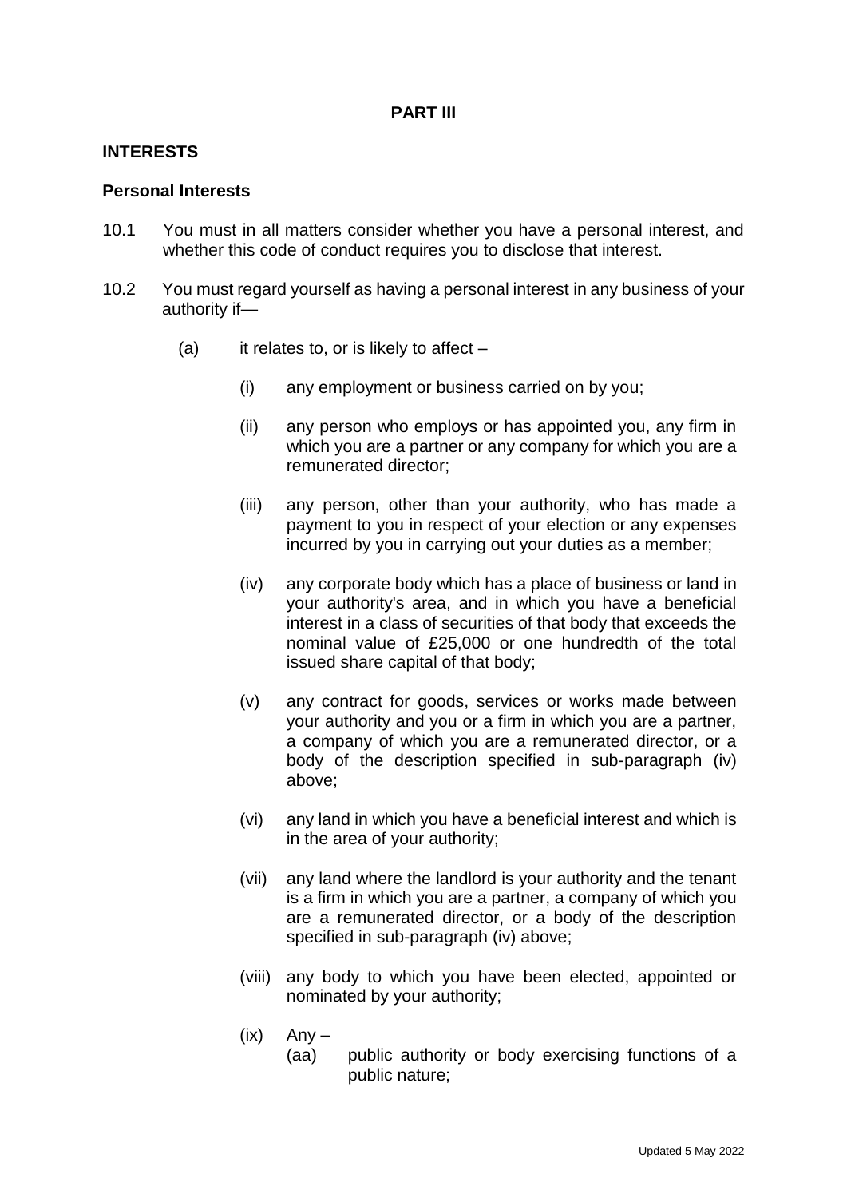**PART III**

## INTERESTS

### Personal Interests

10.1 You must in all matters consider whether you have a personal interest, and whether this code of conduct requires you to disclose that interest.

10.2 You must regard yourself as having a personal interest in any business of your authority if—

(a) it relates to, or is likely to affect –

(i) any employment or business carried on by you;

(ii) any person who employs or has appointed you, any firm in which you are a partner or any company for which you are a remunerated director;

(iii) any person, other than your authority, who has made a payment to you in respect of your election or any expenses incurred by you in carrying out your duties as a member;

(iv) any corporate body which has a place of business or land in your authority's area, and in which you have a beneficial interest in a class of securities of that body that exceeds the nominal value of £25,000 or one hundredth of the total issued share capital of that body;

(v) any contract for goods, services or works made between your authority and you or a firm in which you are a partner, a company of which you are a remunerated director, or a body of the description specified in sub-paragraph (iv) above;

(vi) any land in which you have a beneficial interest and which is in the area of your authority;

(vii) any land where the landlord is your authority and the tenant is a firm in which you are a partner, a company of which you are a remunerated director, or a body of the description specified in sub-paragraph (iv) above;

(viii) any body to which you have been elected, appointed or nominated by your authority;

(ix) Any –

(aa) public authority or body exercising functions of a public nature;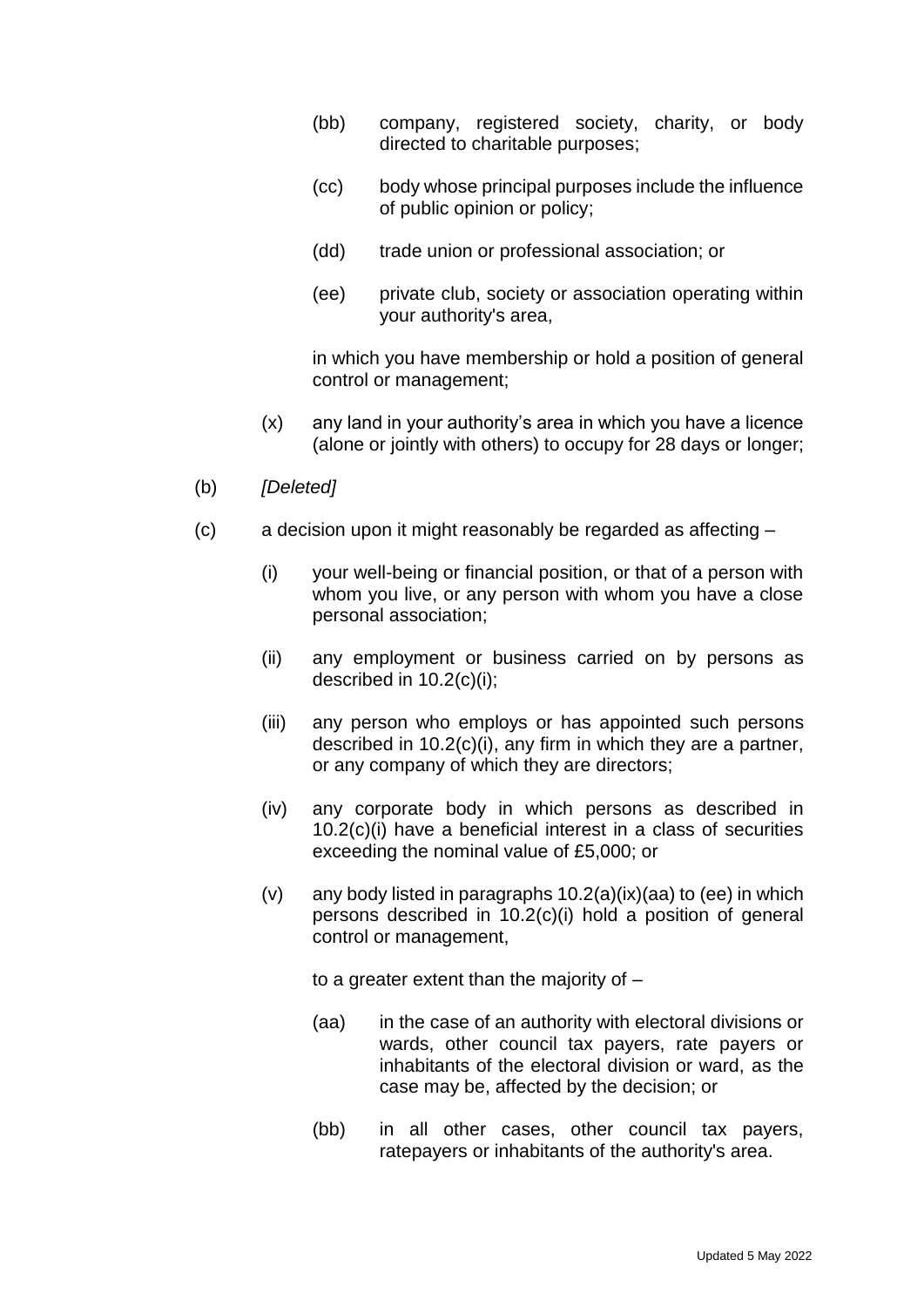- (bb) company, registered society, charity, or body directed to charitable purposes;
- (cc) body whose principal purposes include the influence of public opinion or policy;
- (dd) trade union or professional association; or
- (ee) private club, society or association operating within your authority's area,

in which you have membership or hold a position of general control or management;

- (x) any land in your authority's area in which you have a licence (alone or jointly with others) to occupy for 28 days or longer;

(b) *[Deleted]*

(c) a decision upon it might reasonably be regarded as affecting –

- (i) your well-being or financial position, or that of a person with whom you live, or any person with whom you have a close personal association;
- (ii) any employment or business carried on by persons as described in 10.2(c)(i);
- (iii) any person who employs or has appointed such persons described in 10.2(c)(i), any firm in which they are a partner, or any company of which they are directors;
- (iv) any corporate body in which persons as described in 10.2(c)(i) have a beneficial interest in a class of securities exceeding the nominal value of £5,000; or
- (v) any body listed in paragraphs 10.2(a)(ix)(aa) to (ee) in which persons described in 10.2(c)(i) hold a position of general control or management,

to a greater extent than the majority of –

- (aa) in the case of an authority with electoral divisions or wards, other council tax payers, rate payers or inhabitants of the electoral division or ward, as the case may be, affected by the decision; or
- (bb) in all other cases, other council tax payers, ratepayers or inhabitants of the authority's area.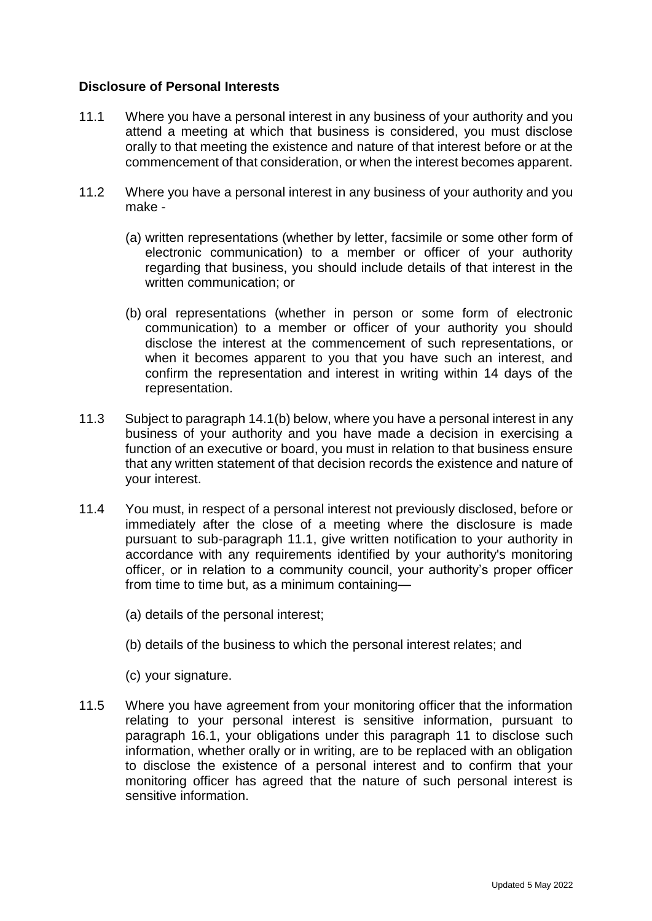**Disclosure of Personal Interests**

11.1 Where you have a personal interest in any business of your authority and you attend a meeting at which that business is considered, you must disclose orally to that meeting the existence and nature of that interest before or at the commencement of that consideration, or when the interest becomes apparent.

11.2 Where you have a personal interest in any business of your authority and you make -

(a) written representations (whether by letter, facsimile or some other form of electronic communication) to a member or officer of your authority regarding that business, you should include details of that interest in the written communication; or

(b) oral representations (whether in person or some form of electronic communication) to a member or officer of your authority you should disclose the interest at the commencement of such representations, or when it becomes apparent to you that you have such an interest, and confirm the representation and interest in writing within 14 days of the representation.

11.3 Subject to paragraph 14.1(b) below, where you have a personal interest in any business of your authority and you have made a decision in exercising a function of an executive or board, you must in relation to that business ensure that any written statement of that decision records the existence and nature of your interest.

11.4 You must, in respect of a personal interest not previously disclosed, before or immediately after the close of a meeting where the disclosure is made pursuant to sub-paragraph 11.1, give written notification to your authority in accordance with any requirements identified by your authority's monitoring officer, or in relation to a community council, your authority's proper officer from time to time but, as a minimum containing—

(a) details of the personal interest;

(b) details of the business to which the personal interest relates; and

(c) your signature.

11.5 Where you have agreement from your monitoring officer that the information relating to your personal interest is sensitive information, pursuant to paragraph 16.1, your obligations under this paragraph 11 to disclose such information, whether orally or in writing, are to be replaced with an obligation to disclose the existence of a personal interest and to confirm that your monitoring officer has agreed that the nature of such personal interest is sensitive information.

Updated 5 May 2022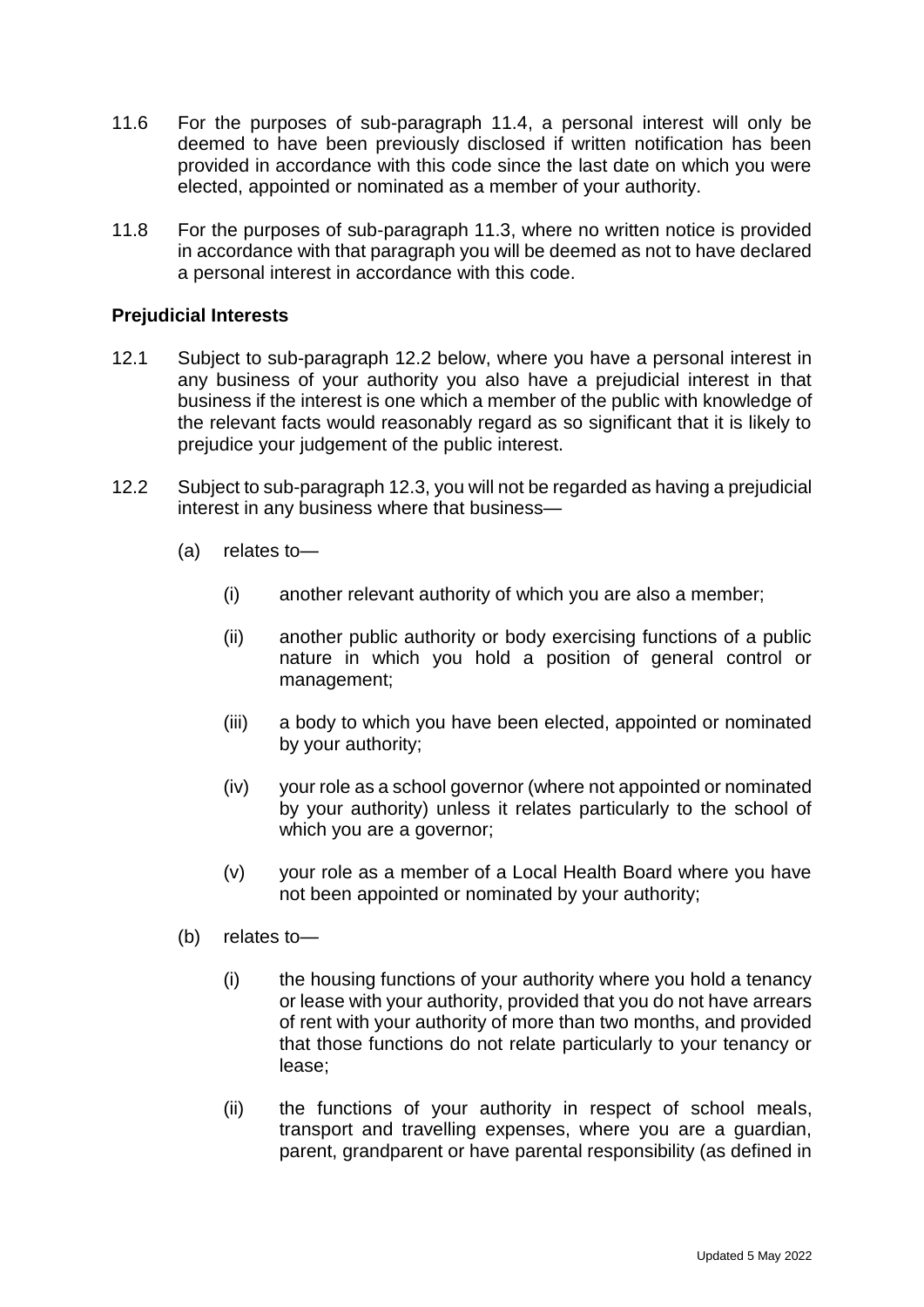11.6 For the purposes of sub-paragraph 11.4, a personal interest will only be deemed to have been previously disclosed if written notification has been provided in accordance with this code since the last date on which you were elected, appointed or nominated as a member of your authority.

11.8 For the purposes of sub-paragraph 11.3, where no written notice is provided in accordance with that paragraph you will be deemed as not to have declared a personal interest in accordance with this code.

**Prejudicial Interests**

12.1 Subject to sub-paragraph 12.2 below, where you have a personal interest in any business of your authority you also have a prejudicial interest in that business if the interest is one which a member of the public with knowledge of the relevant facts would reasonably regard as so significant that it is likely to prejudice your judgement of the public interest.

12.2 Subject to sub-paragraph 12.3, you will not be regarded as having a prejudicial interest in any business where that business—

(a) relates to—

(i) another relevant authority of which you are also a member;

(ii) another public authority or body exercising functions of a public nature in which you hold a position of general control or management;

(iii) a body to which you have been elected, appointed or nominated by your authority;

(iv) your role as a school governor (where not appointed or nominated by your authority) unless it relates particularly to the school of which you are a governor;

(v) your role as a member of a Local Health Board where you have not been appointed or nominated by your authority;

(b) relates to—

(i) the housing functions of your authority where you hold a tenancy or lease with your authority, provided that you do not have arrears of rent with your authority of more than two months, and provided that those functions do not relate particularly to your tenancy or lease;

(ii) the functions of your authority in respect of school meals, transport and travelling expenses, where you are a guardian, parent, grandparent or have parental responsibility (as defined in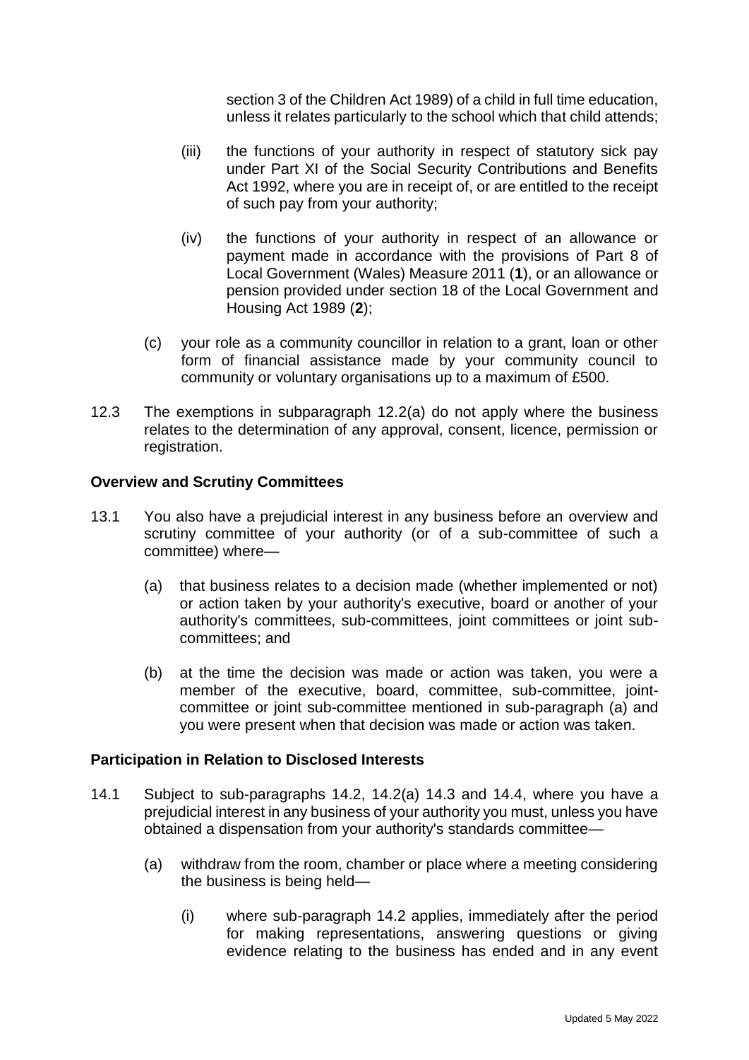section 3 of the Children Act 1989) of a child in full time education, unless it relates particularly to the school which that child attends;

(iii) the functions of your authority in respect of statutory sick pay under Part XI of the Social Security Contributions and Benefits Act 1992, where you are in receipt of, or are entitled to the receipt of such pay from your authority;

(iv) the functions of your authority in respect of an allowance or payment made in accordance with the provisions of Part 8 of Local Government (Wales) Measure 2011 (**1**), or an allowance or pension provided under section 18 of the Local Government and Housing Act 1989 (**2**);

(c) your role as a community councillor in relation to a grant, loan or other form of financial assistance made by your community council to community or voluntary organisations up to a maximum of £500.

12.3 The exemptions in subparagraph 12.2(a) do not apply where the business relates to the determination of any approval, consent, licence, permission or registration.

**Overview and Scrutiny Committees**

13.1 You also have a prejudicial interest in any business before an overview and scrutiny committee of your authority (or of a sub-committee of such a committee) where—

(a) that business relates to a decision made (whether implemented or not) or action taken by your authority's executive, board or another of your authority's committees, sub-committees, joint committees or joint sub-committees; and

(b) at the time the decision was made or action was taken, you were a member of the executive, board, committee, sub-committee, joint-committee or joint sub-committee mentioned in sub-paragraph (a) and you were present when that decision was made or action was taken.

**Participation in Relation to Disclosed Interests**

14.1 Subject to sub-paragraphs 14.2, 14.2(a) 14.3 and 14.4, where you have a prejudicial interest in any business of your authority you must, unless you have obtained a dispensation from your authority's standards committee—

(a) withdraw from the room, chamber or place where a meeting considering the business is being held—

(i) where sub-paragraph 14.2 applies, immediately after the period for making representations, answering questions or giving evidence relating to the business has ended and in any event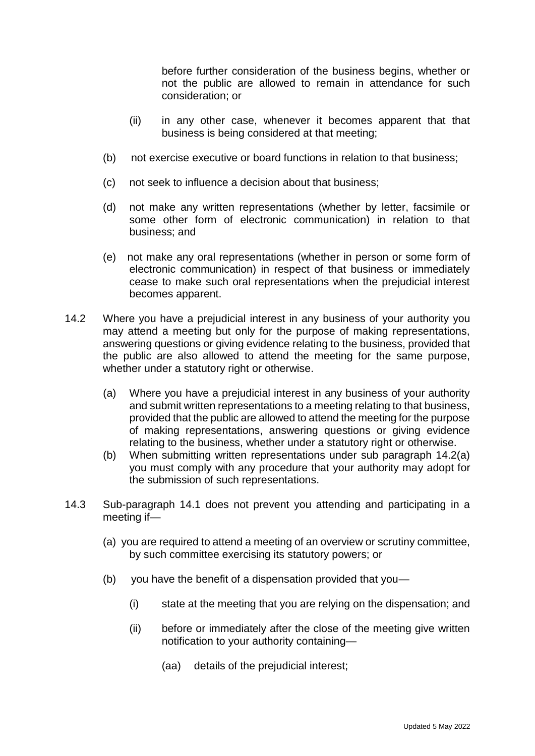before further consideration of the business begins, whether or not the public are allowed to remain in attendance for such consideration; or

(ii) in any other case, whenever it becomes apparent that that business is being considered at that meeting;

(b) not exercise executive or board functions in relation to that business;

(c) not seek to influence a decision about that business;

(d) not make any written representations (whether by letter, facsimile or some other form of electronic communication) in relation to that business; and

(e) not make any oral representations (whether in person or some form of electronic communication) in respect of that business or immediately cease to make such oral representations when the prejudicial interest becomes apparent.

14.2 Where you have a prejudicial interest in any business of your authority you may attend a meeting but only for the purpose of making representations, answering questions or giving evidence relating to the business, provided that the public are also allowed to attend the meeting for the same purpose, whether under a statutory right or otherwise.

(a) Where you have a prejudicial interest in any business of your authority and submit written representations to a meeting relating to that business, provided that the public are allowed to attend the meeting for the purpose of making representations, answering questions or giving evidence relating to the business, whether under a statutory right or otherwise.

(b) When submitting written representations under sub paragraph 14.2(a) you must comply with any procedure that your authority may adopt for the submission of such representations.

14.3 Sub-paragraph 14.1 does not prevent you attending and participating in a meeting if—

(a) you are required to attend a meeting of an overview or scrutiny committee, by such committee exercising its statutory powers; or

(b) you have the benefit of a dispensation provided that you—

(i) state at the meeting that you are relying on the dispensation; and

(ii) before or immediately after the close of the meeting give written notification to your authority containing—

(aa) details of the prejudicial interest;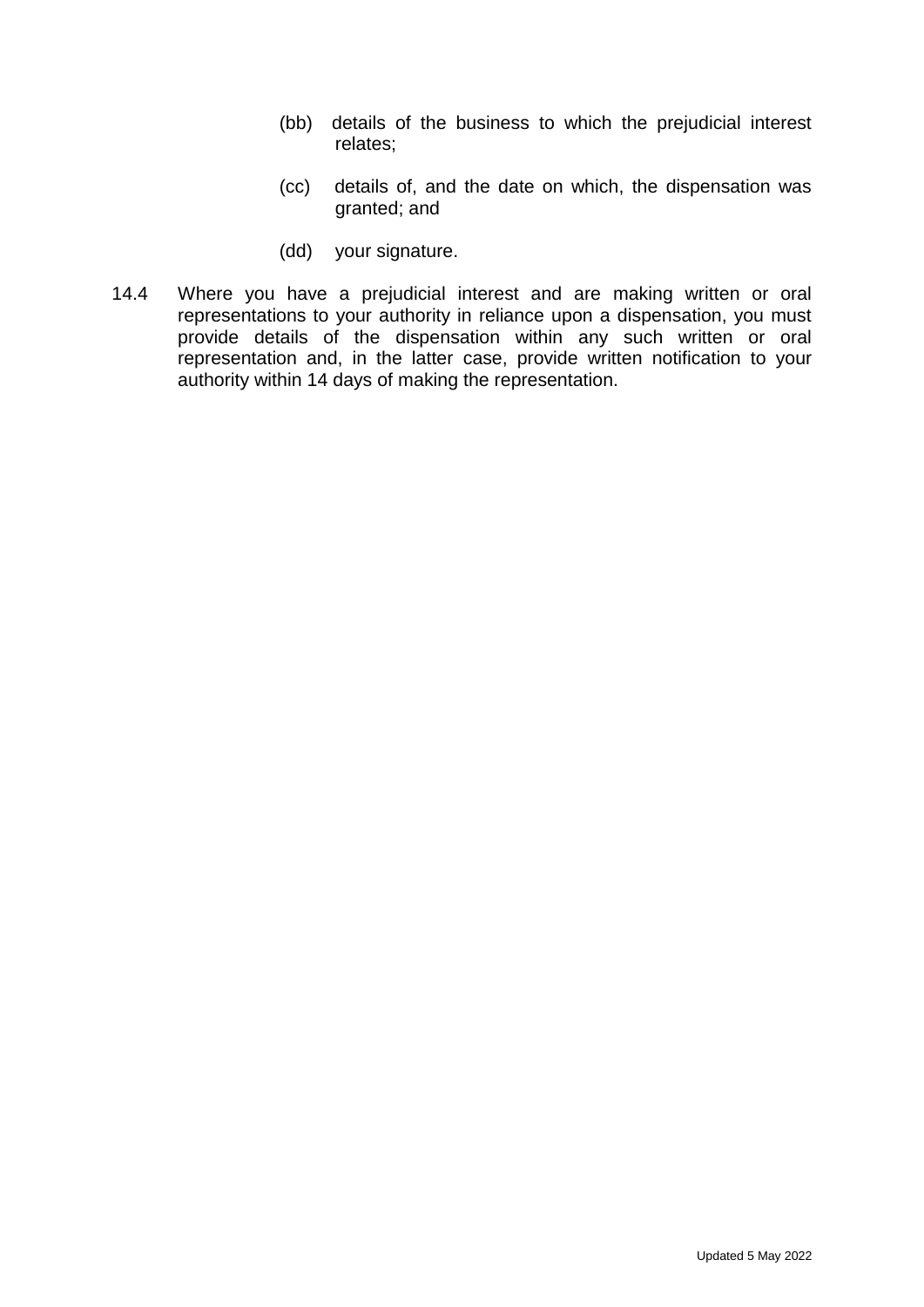(bb) details of the business to which the prejudicial interest relates;

(cc) details of, and the date on which, the dispensation was granted; and

(dd) your signature.

14.4 Where you have a prejudicial interest and are making written or oral representations to your authority in reliance upon a dispensation, you must provide details of the dispensation within any such written or oral representation and, in the latter case, provide written notification to your authority within 14 days of making the representation.

Updated 5 May 2022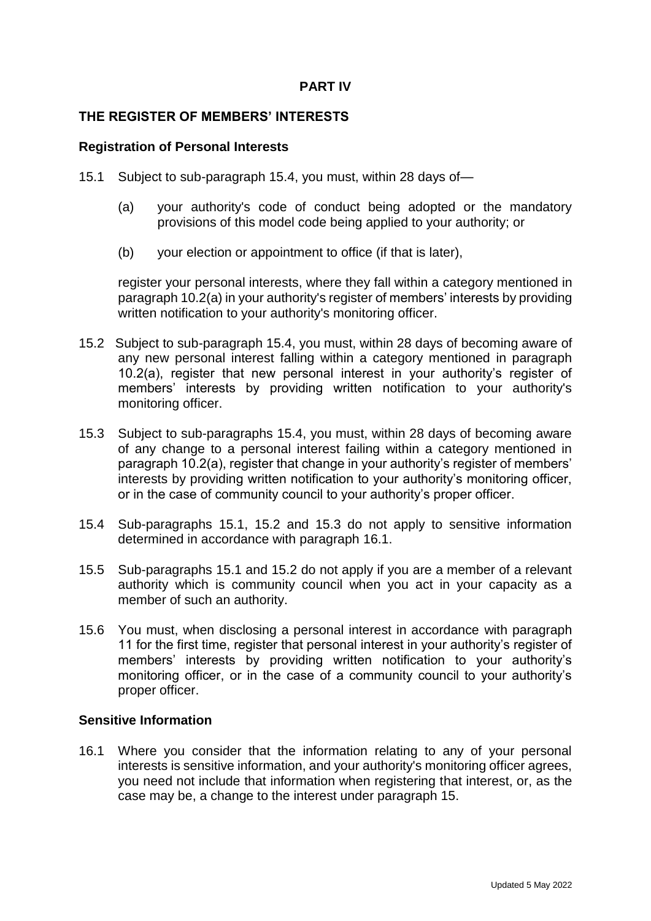## PART IV

## THE REGISTER OF MEMBERS' INTERESTS

### Registration of Personal Interests

15.1 Subject to sub-paragraph 15.4, you must, within 28 days of—

(a) your authority's code of conduct being adopted or the mandatory provisions of this model code being applied to your authority; or

(b) your election or appointment to office (if that is later),

register your personal interests, where they fall within a category mentioned in paragraph 10.2(a) in your authority's register of members' interests by providing written notification to your authority's monitoring officer.

15.2 Subject to sub-paragraph 15.4, you must, within 28 days of becoming aware of any new personal interest falling within a category mentioned in paragraph 10.2(a), register that new personal interest in your authority's register of members' interests by providing written notification to your authority's monitoring officer.

15.3 Subject to sub-paragraphs 15.4, you must, within 28 days of becoming aware of any change to a personal interest failing within a category mentioned in paragraph 10.2(a), register that change in your authority's register of members' interests by providing written notification to your authority's monitoring officer, or in the case of community council to your authority's proper officer.

15.4 Sub-paragraphs 15.1, 15.2 and 15.3 do not apply to sensitive information determined in accordance with paragraph 16.1.

15.5 Sub-paragraphs 15.1 and 15.2 do not apply if you are a member of a relevant authority which is community council when you act in your capacity as a member of such an authority.

15.6 You must, when disclosing a personal interest in accordance with paragraph 11 for the first time, register that personal interest in your authority's register of members' interests by providing written notification to your authority's monitoring officer, or in the case of a community council to your authority's proper officer.

### Sensitive Information

16.1 Where you consider that the information relating to any of your personal interests is sensitive information, and your authority's monitoring officer agrees, you need not include that information when registering that interest, or, as the case may be, a change to the interest under paragraph 15.

Updated 5 May 2022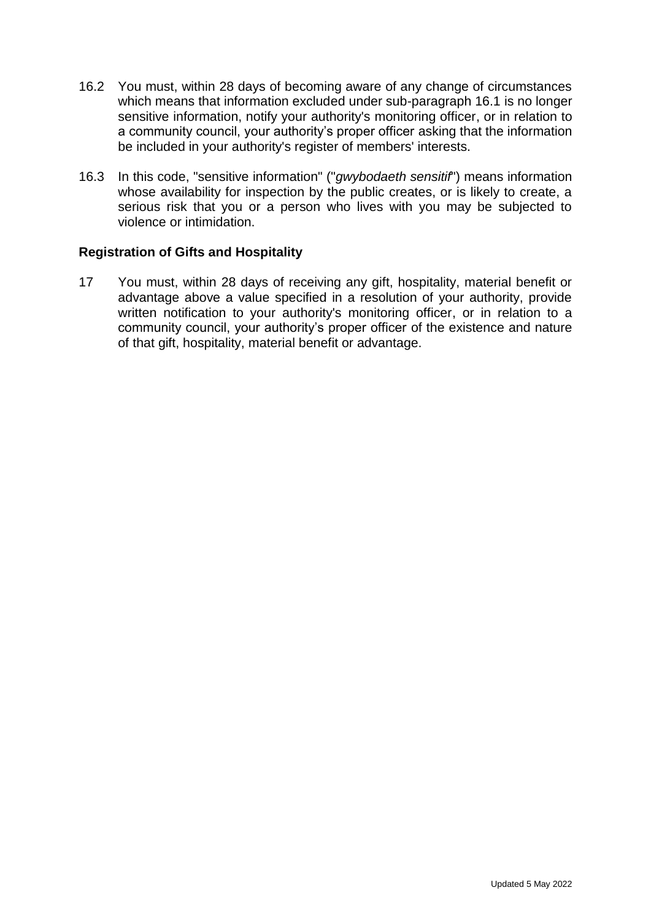16.2 You must, within 28 days of becoming aware of any change of circumstances which means that information excluded under sub-paragraph 16.1 is no longer sensitive information, notify your authority's monitoring officer, or in relation to a community council, your authority's proper officer asking that the information be included in your authority's register of members' interests.

16.3 In this code, "sensitive information" ("*gwybodaeth sensitif*") means information whose availability for inspection by the public creates, or is likely to create, a serious risk that you or a person who lives with you may be subjected to violence or intimidation.

### Registration of Gifts and Hospitality

17 You must, within 28 days of receiving any gift, hospitality, material benefit or advantage above a value specified in a resolution of your authority, provide written notification to your authority's monitoring officer, or in relation to a community council, your authority's proper officer of the existence and nature of that gift, hospitality, material benefit or advantage.

Updated 5 May 2022